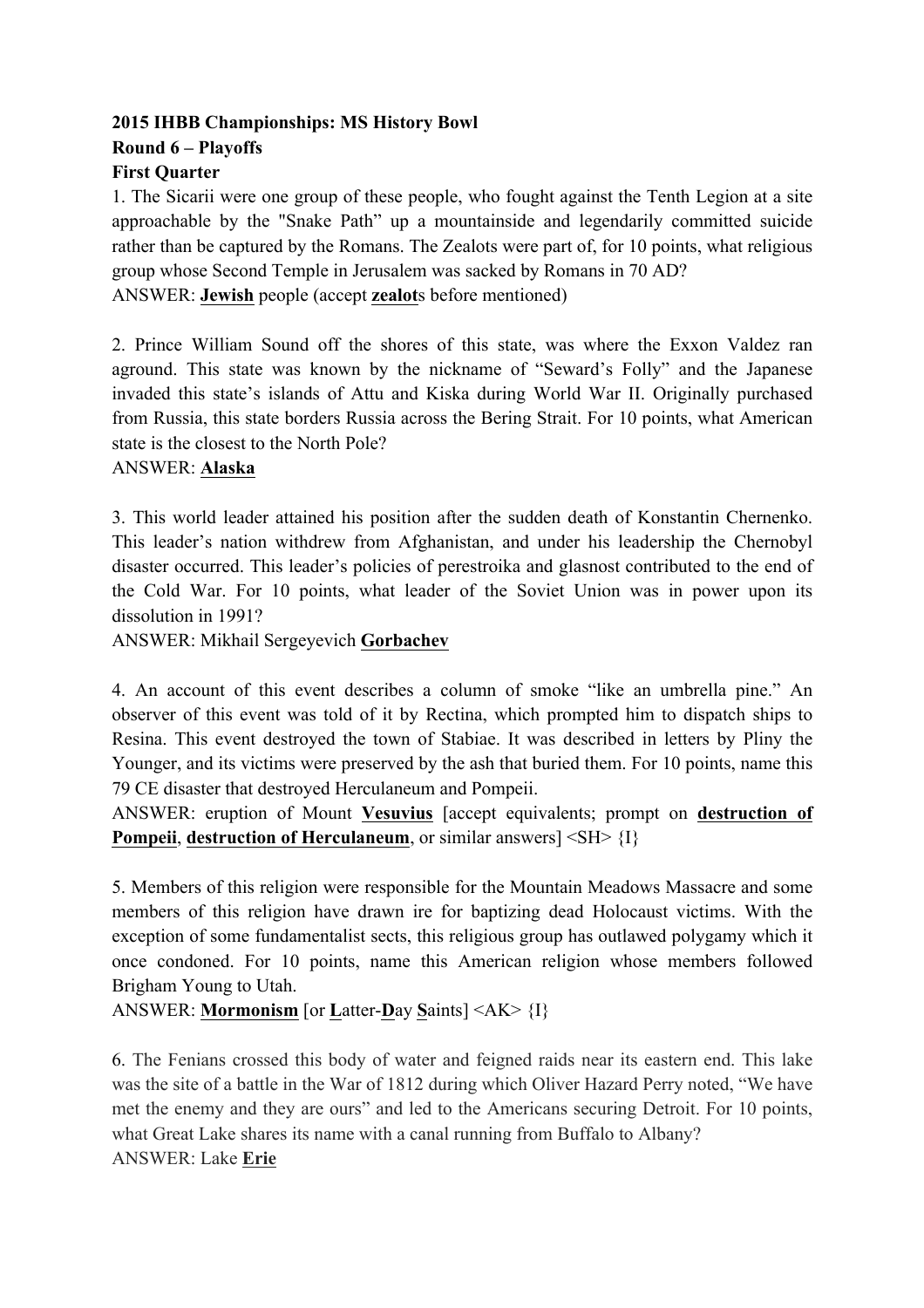**2015 IHBB Championships: MS History Bowl**
**Round 6 – Playoffs**
**First Quarter**

1. The Sicarii were one group of these people, who fought against the Tenth Legion at a site approachable by the "Snake Path" up a mountainside and legendarily committed suicide rather than be captured by the Romans. The Zealots were part of, for 10 points, what religious group whose Second Temple in Jerusalem was sacked by Romans in 70 AD?
ANSWER: **Jewish** people (accept **zealot**s before mentioned)

2. Prince William Sound off the shores of this state, was where the Exxon Valdez ran aground. This state was known by the nickname of "Seward's Folly" and the Japanese invaded this state's islands of Attu and Kiska during World War II. Originally purchased from Russia, this state borders Russia across the Bering Strait. For 10 points, what American state is the closest to the North Pole?
ANSWER: **Alaska**

3. This world leader attained his position after the sudden death of Konstantin Chernenko. This leader's nation withdrew from Afghanistan, and under his leadership the Chernobyl disaster occurred. This leader's policies of perestroika and glasnost contributed to the end of the Cold War. For 10 points, what leader of the Soviet Union was in power upon its dissolution in 1991?
ANSWER: Mikhail Sergeyevich **Gorbachev**

4. An account of this event describes a column of smoke "like an umbrella pine." An observer of this event was told of it by Rectina, which prompted him to dispatch ships to Resina. This event destroyed the town of Stabiae. It was described in letters by Pliny the Younger, and its victims were preserved by the ash that buried them. For 10 points, name this 79 CE disaster that destroyed Herculaneum and Pompeii.
ANSWER: eruption of Mount **Vesuvius** [accept equivalents; prompt on **destruction of Pompeii**, **destruction of Herculaneum**, or similar answers] <SH> {I}

5. Members of this religion were responsible for the Mountain Meadows Massacre and some members of this religion have drawn ire for baptizing dead Holocaust victims. With the exception of some fundamentalist sects, this religious group has outlawed polygamy which it once condoned. For 10 points, name this American religion whose members followed Brigham Young to Utah.
ANSWER: **Mormonism** [or **L**atter-**D**ay **S**aints] <AK> {I}

6. The Fenians crossed this body of water and feigned raids near its eastern end. This lake was the site of a battle in the War of 1812 during which Oliver Hazard Perry noted, "We have met the enemy and they are ours" and led to the Americans securing Detroit. For 10 points, what Great Lake shares its name with a canal running from Buffalo to Albany?
ANSWER: Lake **Erie**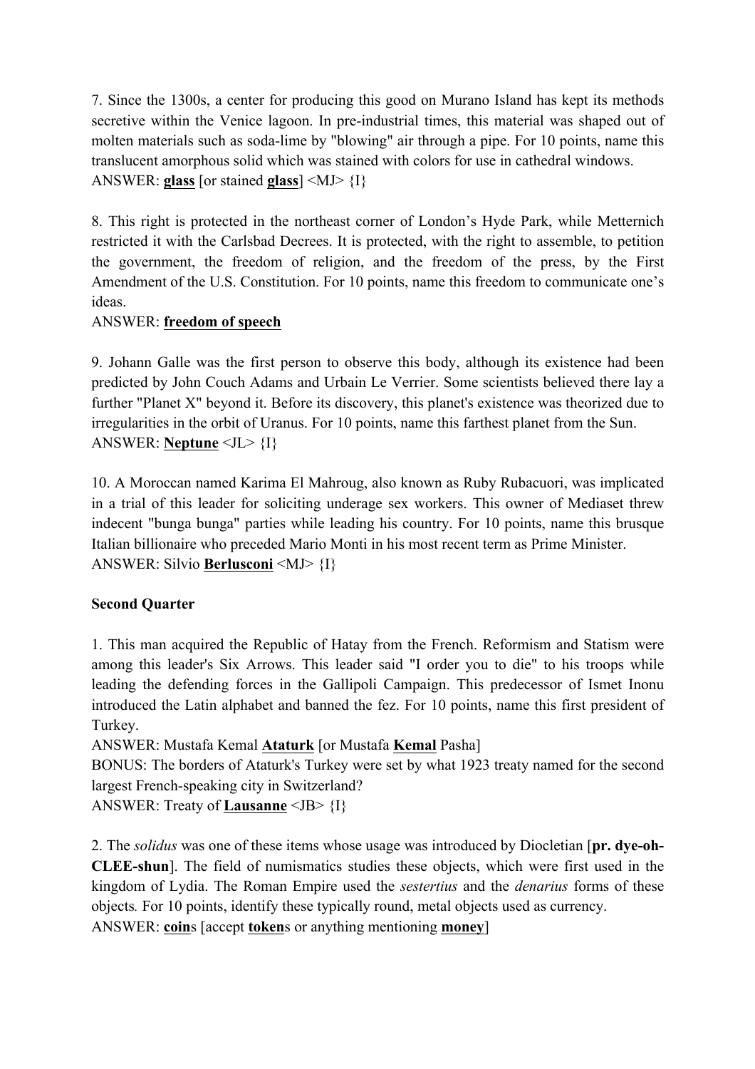7. Since the 1300s, a center for producing this good on Murano Island has kept its methods secretive within the Venice lagoon. In pre-industrial times, this material was shaped out of molten materials such as soda-lime by "blowing" air through a pipe. For 10 points, name this translucent amorphous solid which was stained with colors for use in cathedral windows.
ANSWER: **glass** [or stained **glass**] <MJ> {I}

8. This right is protected in the northeast corner of London's Hyde Park, while Metternich restricted it with the Carlsbad Decrees. It is protected, with the right to assemble, to petition the government, the freedom of religion, and the freedom of the press, by the First Amendment of the U.S. Constitution. For 10 points, name this freedom to communicate one's ideas.
ANSWER: **freedom of speech**

9. Johann Galle was the first person to observe this body, although its existence had been predicted by John Couch Adams and Urbain Le Verrier. Some scientists believed there lay a further "Planet X" beyond it. Before its discovery, this planet's existence was theorized due to irregularities in the orbit of Uranus. For 10 points, name this farthest planet from the Sun.
ANSWER: **Neptune** <JL> {I}

10. A Moroccan named Karima El Mahroug, also known as Ruby Rubacuori, was implicated in a trial of this leader for soliciting underage sex workers. This owner of Mediaset threw indecent "bunga bunga" parties while leading his country. For 10 points, name this brusque Italian billionaire who preceded Mario Monti in his most recent term as Prime Minister.
ANSWER: Silvio **Berlusconi** <MJ> {I}

**Second Quarter**

1. This man acquired the Republic of Hatay from the French. Reformism and Statism were among this leader's Six Arrows. This leader said "I order you to die" to his troops while leading the defending forces in the Gallipoli Campaign. This predecessor of Ismet Inonu introduced the Latin alphabet and banned the fez. For 10 points, name this first president of Turkey.
ANSWER: Mustafa Kemal **Ataturk** [or Mustafa **Kemal** Pasha]
BONUS: The borders of Ataturk's Turkey were set by what 1923 treaty named for the second largest French-speaking city in Switzerland?
ANSWER: Treaty of **Lausanne** <JB> {I}

2. The *solidus* was one of these items whose usage was introduced by Diocletian [**pr. dye-oh-CLEE-shun**]. The field of numismatics studies these objects, which were first used in the kingdom of Lydia. The Roman Empire used the *sestertius* and the *denarius* forms of these objects. For 10 points, identify these typically round, metal objects used as currency.
ANSWER: **coin**s [accept **token**s or anything mentioning **money**]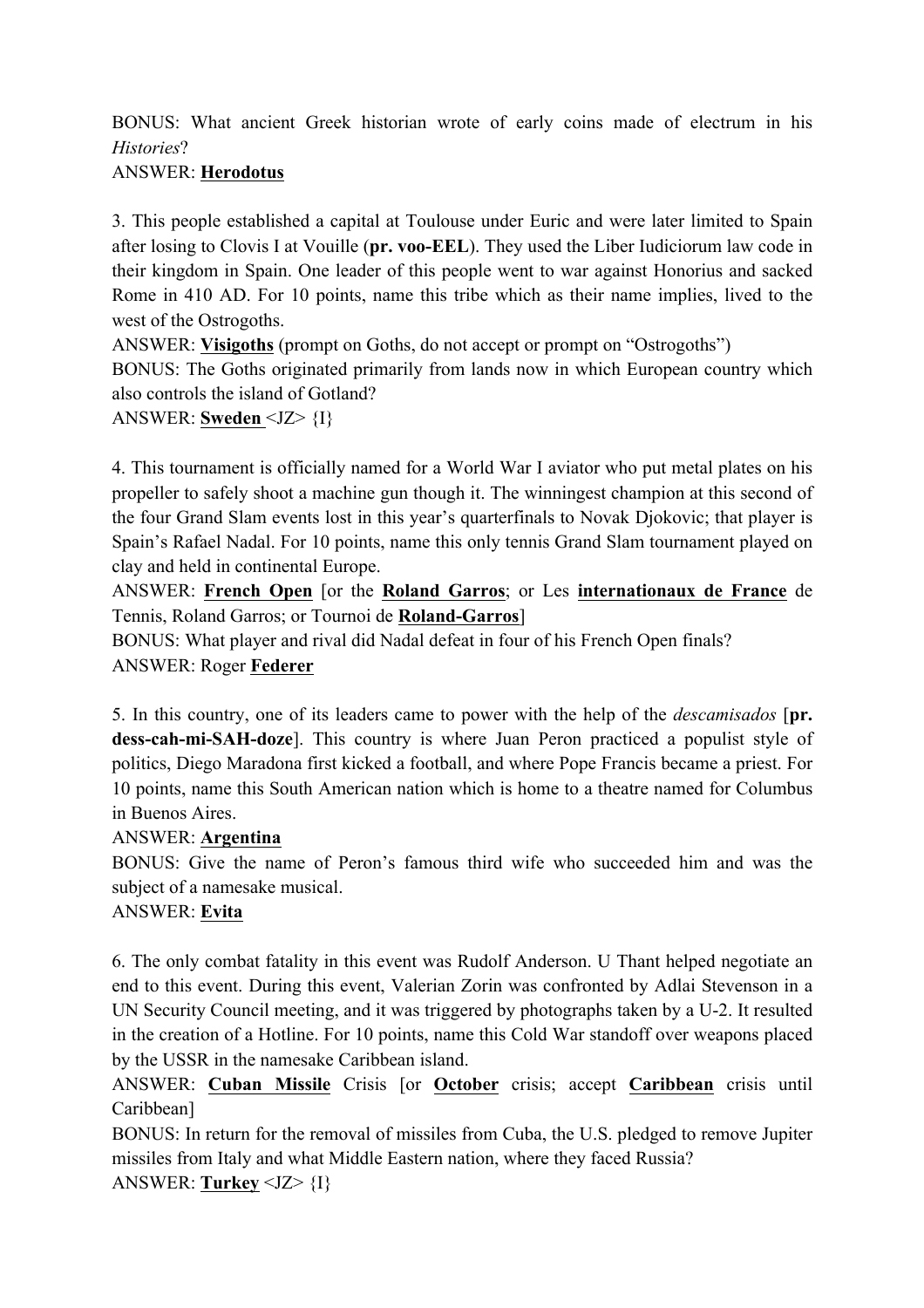BONUS: What ancient Greek historian wrote of early coins made of electrum in his *Histories*?

ANSWER: **Herodotus**

3. This people established a capital at Toulouse under Euric and were later limited to Spain after losing to Clovis I at Vouille (**pr. voo-EEL**). They used the Liber Iudiciorum law code in their kingdom in Spain. One leader of this people went to war against Honorius and sacked Rome in 410 AD. For 10 points, name this tribe which as their name implies, lived to the west of the Ostrogoths.

ANSWER: **Visigoths** (prompt on Goths, do not accept or prompt on "Ostrogoths")

BONUS: The Goths originated primarily from lands now in which European country which also controls the island of Gotland?

ANSWER: **Sweden** <JZ> {I}

4. This tournament is officially named for a World War I aviator who put metal plates on his propeller to safely shoot a machine gun though it. The winningest champion at this second of the four Grand Slam events lost in this year's quarterfinals to Novak Djokovic; that player is Spain's Rafael Nadal. For 10 points, name this only tennis Grand Slam tournament played on clay and held in continental Europe.

ANSWER: **French Open** [or the **Roland Garros**; or Les **internationaux de France** de Tennis, Roland Garros; or Tournoi de **Roland-Garros**]

BONUS: What player and rival did Nadal defeat in four of his French Open finals?

ANSWER: Roger **Federer**

5. In this country, one of its leaders came to power with the help of the *descamisados* [**pr. dess-cah-mi-SAH-doze**]. This country is where Juan Peron practiced a populist style of politics, Diego Maradona first kicked a football, and where Pope Francis became a priest. For 10 points, name this South American nation which is home to a theatre named for Columbus in Buenos Aires.

ANSWER: **Argentina**

BONUS: Give the name of Peron's famous third wife who succeeded him and was the subject of a namesake musical.

ANSWER: **Evita**

6. The only combat fatality in this event was Rudolf Anderson. U Thant helped negotiate an end to this event. During this event, Valerian Zorin was confronted by Adlai Stevenson in a UN Security Council meeting, and it was triggered by photographs taken by a U-2. It resulted in the creation of a Hotline. For 10 points, name this Cold War standoff over weapons placed by the USSR in the namesake Caribbean island.

ANSWER: **Cuban Missile** Crisis [or **October** crisis; accept **Caribbean** crisis until Caribbean]

BONUS: In return for the removal of missiles from Cuba, the U.S. pledged to remove Jupiter missiles from Italy and what Middle Eastern nation, where they faced Russia?

ANSWER: **Turkey** <JZ> {I}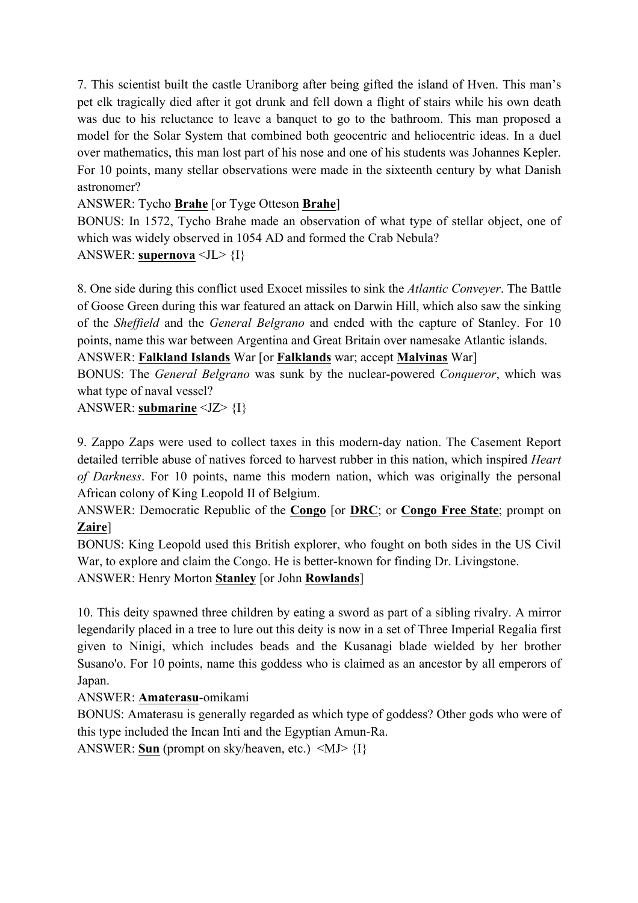7. This scientist built the castle Uraniborg after being gifted the island of Hven. This man's pet elk tragically died after it got drunk and fell down a flight of stairs while his own death was due to his reluctance to leave a banquet to go to the bathroom. This man proposed a model for the Solar System that combined both geocentric and heliocentric ideas. In a duel over mathematics, this man lost part of his nose and one of his students was Johannes Kepler. For 10 points, many stellar observations were made in the sixteenth century by what Danish astronomer?

ANSWER: Tycho **Brahe** [or Tyge Otteson **Brahe**]

BONUS: In 1572, Tycho Brahe made an observation of what type of stellar object, one of which was widely observed in 1054 AD and formed the Crab Nebula?

ANSWER: **supernova** <JL> {I}

8. One side during this conflict used Exocet missiles to sink the *Atlantic Conveyer*. The Battle of Goose Green during this war featured an attack on Darwin Hill, which also saw the sinking of the *Sheffield* and the *General Belgrano* and ended with the capture of Stanley. For 10 points, name this war between Argentina and Great Britain over namesake Atlantic islands.

ANSWER: **Falkland Islands** War [or **Falklands** war; accept **Malvinas** War]

BONUS: The *General Belgrano* was sunk by the nuclear-powered *Conqueror*, which was what type of naval vessel?

ANSWER: **submarine** <JZ> {I}

9. Zappo Zaps were used to collect taxes in this modern-day nation. The Casement Report detailed terrible abuse of natives forced to harvest rubber in this nation, which inspired *Heart of Darkness*. For 10 points, name this modern nation, which was originally the personal African colony of King Leopold II of Belgium.

ANSWER: Democratic Republic of the **Congo** [or **DRC**; or **Congo Free State**; prompt on **Zaire**]

BONUS: King Leopold used this British explorer, who fought on both sides in the US Civil War, to explore and claim the Congo. He is better-known for finding Dr. Livingstone.

ANSWER: Henry Morton **Stanley** [or John **Rowlands**]

10. This deity spawned three children by eating a sword as part of a sibling rivalry. A mirror legendarily placed in a tree to lure out this deity is now in a set of Three Imperial Regalia first given to Ninigi, which includes beads and the Kusanagi blade wielded by her brother Susano'o. For 10 points, name this goddess who is claimed as an ancestor by all emperors of Japan.

ANSWER: **Amaterasu**-omikami

BONUS: Amaterasu is generally regarded as which type of goddess? Other gods who were of this type included the Incan Inti and the Egyptian Amun-Ra.

ANSWER: **Sun** (prompt on sky/heaven, etc.) <MJ> {I}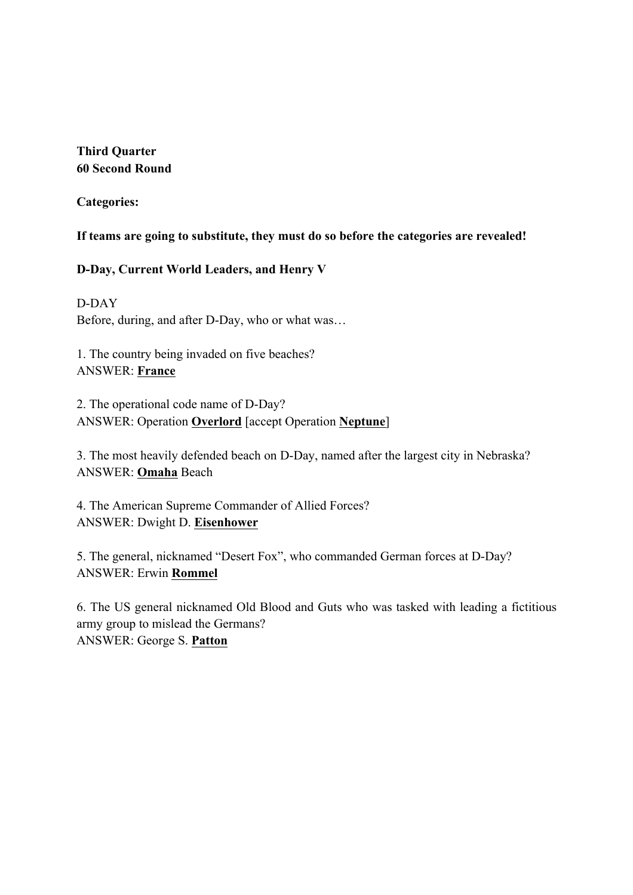**Third Quarter**
**60 Second Round**

**Categories:**

**If teams are going to substitute, they must do so before the categories are revealed!**

**D-Day, Current World Leaders, and Henry V**

D-DAY
Before, during, and after D-Day, who or what was…

1. The country being invaded on five beaches?
ANSWER: **France**

2. The operational code name of D-Day?
ANSWER: Operation **Overlord** [accept Operation **Neptune**]

3. The most heavily defended beach on D-Day, named after the largest city in Nebraska?
ANSWER: **Omaha** Beach

4. The American Supreme Commander of Allied Forces?
ANSWER: Dwight D. **Eisenhower**

5. The general, nicknamed "Desert Fox", who commanded German forces at D-Day?
ANSWER: Erwin **Rommel**

6. The US general nicknamed Old Blood and Guts who was tasked with leading a fictitious army group to mislead the Germans?
ANSWER: George S. **Patton**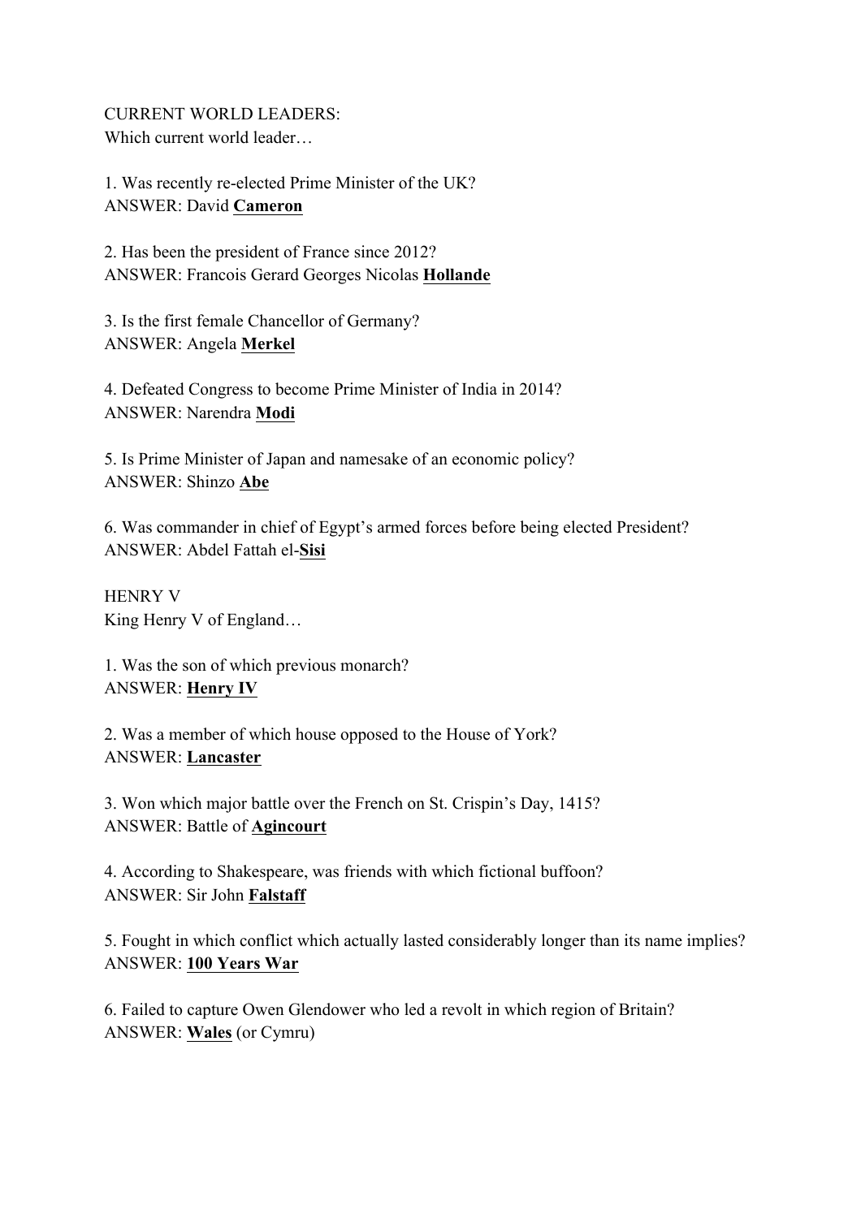CURRENT WORLD LEADERS:
Which current world leader…

1. Was recently re-elected Prime Minister of the UK?
ANSWER: David **Cameron**

2. Has been the president of France since 2012?
ANSWER: Francois Gerard Georges Nicolas **Hollande**

3. Is the first female Chancellor of Germany?
ANSWER: Angela **Merkel**

4. Defeated Congress to become Prime Minister of India in 2014?
ANSWER: Narendra **Modi**

5. Is Prime Minister of Japan and namesake of an economic policy?
ANSWER: Shinzo **Abe**

6. Was commander in chief of Egypt's armed forces before being elected President?
ANSWER: Abdel Fattah el-**Sisi**

HENRY V
King Henry V of England…

1. Was the son of which previous monarch?
ANSWER: **Henry IV**

2. Was a member of which house opposed to the House of York?
ANSWER: **Lancaster**

3. Won which major battle over the French on St. Crispin's Day, 1415?
ANSWER: Battle of **Agincourt**

4. According to Shakespeare, was friends with which fictional buffoon?
ANSWER: Sir John **Falstaff**

5. Fought in which conflict which actually lasted considerably longer than its name implies?
ANSWER: **100 Years War**

6. Failed to capture Owen Glendower who led a revolt in which region of Britain?
ANSWER: **Wales** (or Cymru)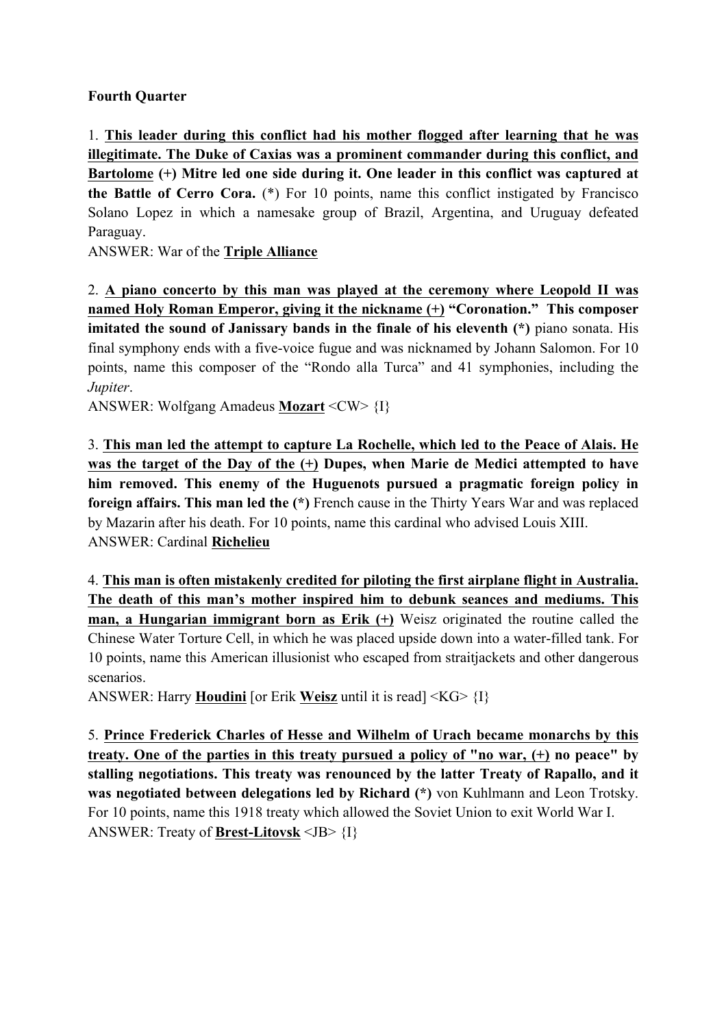**Fourth Quarter**

1. **This leader during this conflict had his mother flogged after learning that he was illegitimate. The Duke of Caxias was a prominent commander during this conflict, and Bartolome (+) Mitre led one side during it. One leader in this conflict was captured at the Battle of Cerro Cora.** (*) For 10 points, name this conflict instigated by Francisco Solano Lopez in which a namesake group of Brazil, Argentina, and Uruguay defeated Paraguay.
ANSWER: War of the **Triple Alliance**

2. **A piano concerto by this man was played at the ceremony where Leopold II was named Holy Roman Emperor, giving it the nickname (+) "Coronation." This composer imitated the sound of Janissary bands in the finale of his eleventh (*)** piano sonata. His final symphony ends with a five-voice fugue and was nicknamed by Johann Salomon. For 10 points, name this composer of the "Rondo alla Turca" and 41 symphonies, including the *Jupiter*.
ANSWER: Wolfgang Amadeus **Mozart** <CW> {I}

3. **This man led the attempt to capture La Rochelle, which led to the Peace of Alais. He was the target of the Day of the (+) Dupes, when Marie de Medici attempted to have him removed. This enemy of the Huguenots pursued a pragmatic foreign policy in foreign affairs. This man led the (*)** French cause in the Thirty Years War and was replaced by Mazarin after his death. For 10 points, name this cardinal who advised Louis XIII.
ANSWER: Cardinal **Richelieu**

4. **This man is often mistakenly credited for piloting the first airplane flight in Australia. The death of this man's mother inspired him to debunk seances and mediums. This man, a Hungarian immigrant born as Erik (+)** Weisz originated the routine called the Chinese Water Torture Cell, in which he was placed upside down into a water-filled tank. For 10 points, name this American illusionist who escaped from straitjackets and other dangerous scenarios.
ANSWER: Harry **Houdini** [or Erik **Weisz** until it is read] <KG> {I}

5. **Prince Frederick Charles of Hesse and Wilhelm of Urach became monarchs by this treaty. One of the parties in this treaty pursued a policy of "no war, (+) no peace" by stalling negotiations. This treaty was renounced by the latter Treaty of Rapallo, and it was negotiated between delegations led by Richard (*)** von Kuhlmann and Leon Trotsky. For 10 points, name this 1918 treaty which allowed the Soviet Union to exit World War I.
ANSWER: Treaty of **Brest-Litovsk** <JB> {I}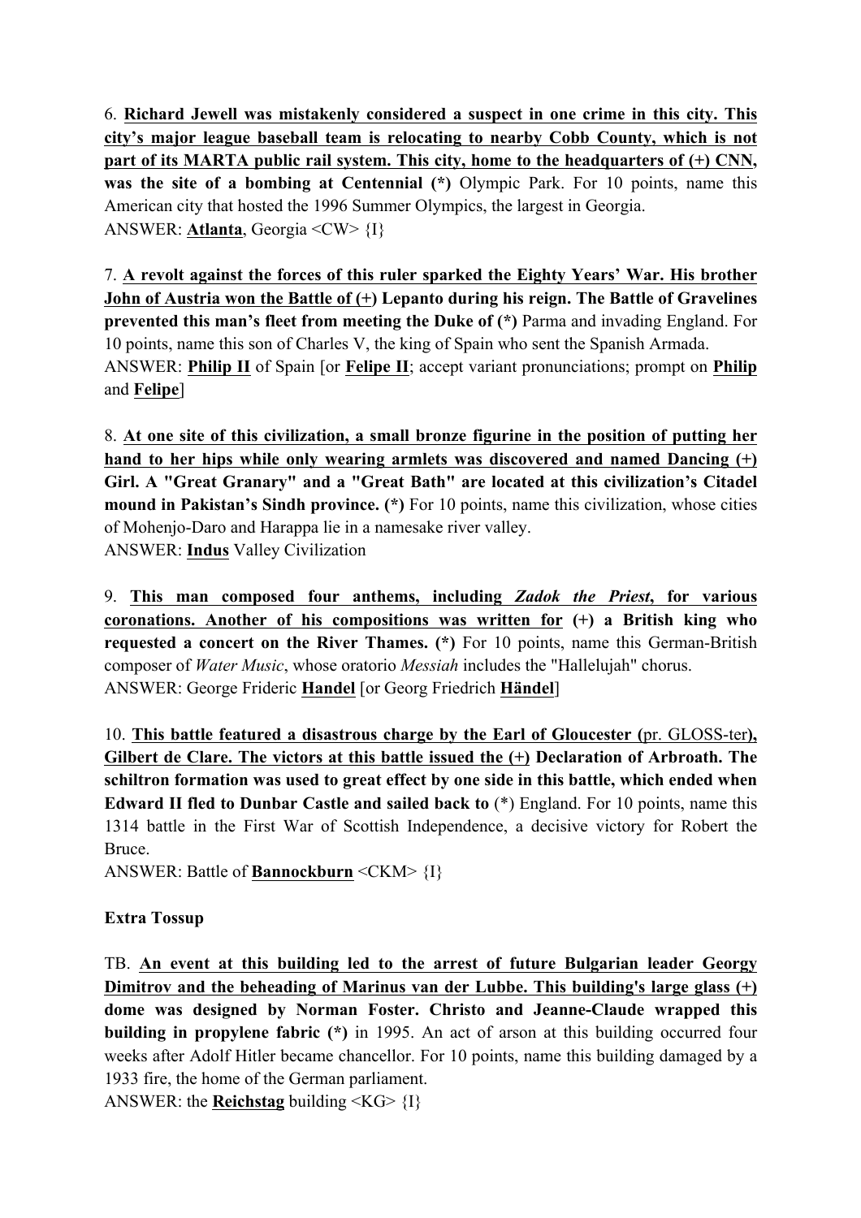6. **<u>Richard Jewell was mistakenly considered a suspect in one crime in this city. This city's major league baseball team is relocating to nearby Cobb County, which is not part of its MARTA public rail system. This city, home to the headquarters of (+) CNN,</u> was the site of a bombing at Centennial (*)** Olympic Park. For 10 points, name this American city that hosted the 1996 Summer Olympics, the largest in Georgia.
ANSWER: **<u>Atlanta</u>**, Georgia <CW> {I}

7. **<u>A revolt against the forces of this ruler sparked the Eighty Years' War. His brother John of Austria won the Battle of (+)</u> Lepanto during his reign. The Battle of Gravelines prevented this man's fleet from meeting the Duke of (*)** Parma and invading England. For 10 points, name this son of Charles V, the king of Spain who sent the Spanish Armada.
ANSWER: **<u>Philip II</u>** of Spain [or **<u>Felipe II</u>**; accept variant pronunciations; prompt on **<u>Philip</u>** and **<u>Felipe</u>**]

8. **<u>At one site of this civilization, a small bronze figurine in the position of putting her hand to her hips while only wearing armlets was discovered and named Dancing (+)</u> Girl. A "Great Granary" and a "Great Bath" are located at this civilization's Citadel mound in Pakistan's Sindh province. (*)** For 10 points, name this civilization, whose cities of Mohenjo-Daro and Harappa lie in a namesake river valley.
ANSWER: **<u>Indus</u>** Valley Civilization

9. **<u>This man composed four anthems, including *Zadok the Priest*, for various coronations. Another of his compositions was written for</u> (+) a British king who requested a concert on the River Thames. (*)** For 10 points, name this German-British composer of *Water Music*, whose oratorio *Messiah* includes the "Hallelujah" chorus.
ANSWER: George Frideric **<u>Handel</u>** [or Georg Friedrich **<u>Händel</u>**]

10. **<u>This battle featured a disastrous charge by the Earl of Gloucester (</u>**<u>pr. GLOSS-ter</u>**<u>), Gilbert de Clare. The victors at this battle issued the (+)</u> Declaration of Arbroath. The schiltron formation was used to great effect by one side in this battle, which ended when Edward II fled to Dunbar Castle and sailed back to** (*) England. For 10 points, name this 1314 battle in the First War of Scottish Independence, a decisive victory for Robert the Bruce.
ANSWER: Battle of **<u>Bannockburn</u>** <CKM> {I}

**Extra Tossup**

TB. **<u>An event at this building led to the arrest of future Bulgarian leader Georgy Dimitrov and the beheading of Marinus van der Lubbe. This building's large glass (+)</u> dome was designed by Norman Foster. Christo and Jeanne-Claude wrapped this building in propylene fabric (*)** in 1995. An act of arson at this building occurred four weeks after Adolf Hitler became chancellor. For 10 points, name this building damaged by a 1933 fire, the home of the German parliament.
ANSWER: the **<u>Reichstag</u>** building <KG> {I}